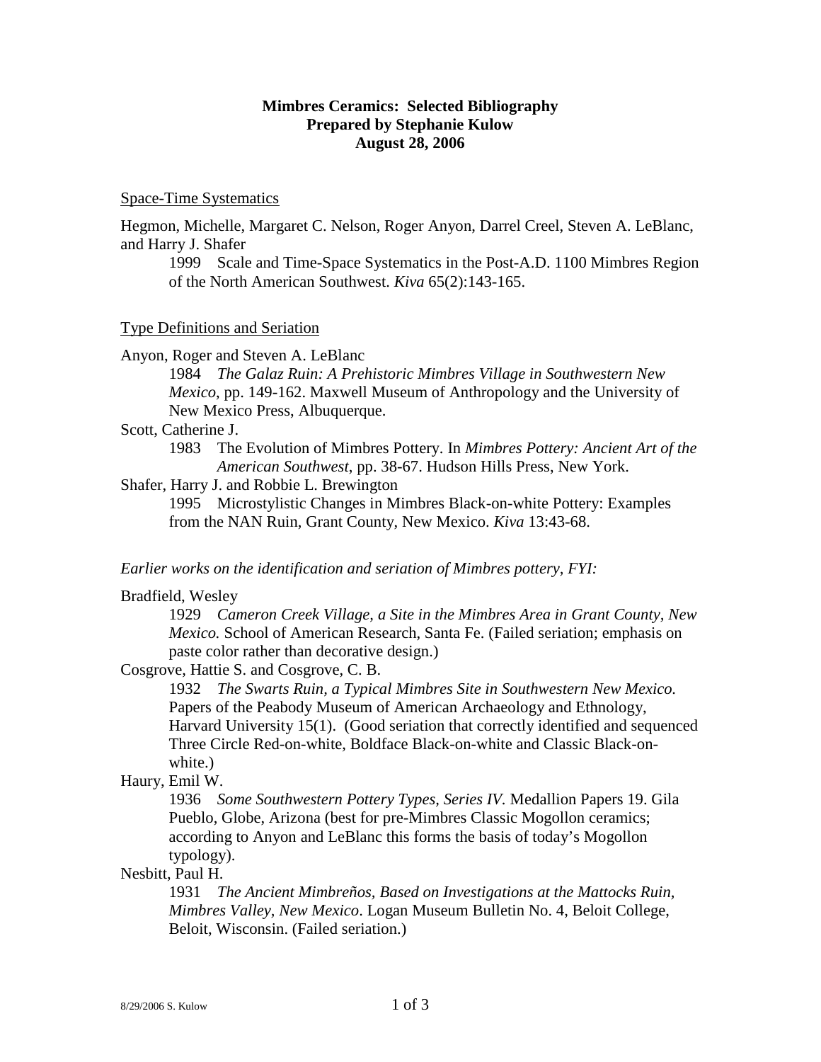# Mimbres Ceramics: Selected Bibliography
## Prepared by Stephanie Kulow
## August 28, 2006

Space-Time Systematics

Hegmon, Michelle, Margaret C. Nelson, Roger Anyon, Darrel Creel, Steven A. LeBlanc, and Harry J. Shafer

> 1999 Scale and Time-Space Systematics in the Post-A.D. 1100 Mimbres Region of the North American Southwest. *Kiva* 65(2):143-165.

Type Definitions and Seriation

Anyon, Roger and Steven A. LeBlanc

> 1984 *The Galaz Ruin: A Prehistoric Mimbres Village in Southwestern New Mexico*, pp. 149-162. Maxwell Museum of Anthropology and the University of New Mexico Press, Albuquerque.

Scott, Catherine J.

> 1983 The Evolution of Mimbres Pottery. In *Mimbres Pottery: Ancient Art of the American Southwest*, pp. 38-67. Hudson Hills Press, New York.

Shafer, Harry J. and Robbie L. Brewington

> 1995 Microstylistic Changes in Mimbres Black-on-white Pottery: Examples from the NAN Ruin, Grant County, New Mexico. *Kiva* 13:43-68.

*Earlier works on the identification and seriation of Mimbres pottery, FYI:*

Bradfield, Wesley

> 1929 *Cameron Creek Village, a Site in the Mimbres Area in Grant County, New Mexico.* School of American Research, Santa Fe. (Failed seriation; emphasis on paste color rather than decorative design.)

Cosgrove, Hattie S. and Cosgrove, C. B.

> 1932 *The Swarts Ruin, a Typical Mimbres Site in Southwestern New Mexico.* Papers of the Peabody Museum of American Archaeology and Ethnology, Harvard University 15(1). (Good seriation that correctly identified and sequenced Three Circle Red-on-white, Boldface Black-on-white and Classic Black-on-white.)

Haury, Emil W.

> 1936 *Some Southwestern Pottery Types, Series IV*. Medallion Papers 19. Gila Pueblo, Globe, Arizona (best for pre-Mimbres Classic Mogollon ceramics; according to Anyon and LeBlanc this forms the basis of today's Mogollon typology).

Nesbitt, Paul H.

> 1931 *The Ancient Mimbreños, Based on Investigations at the Mattocks Ruin, Mimbres Valley, New Mexico*. Logan Museum Bulletin No. 4, Beloit College, Beloit, Wisconsin. (Failed seriation.)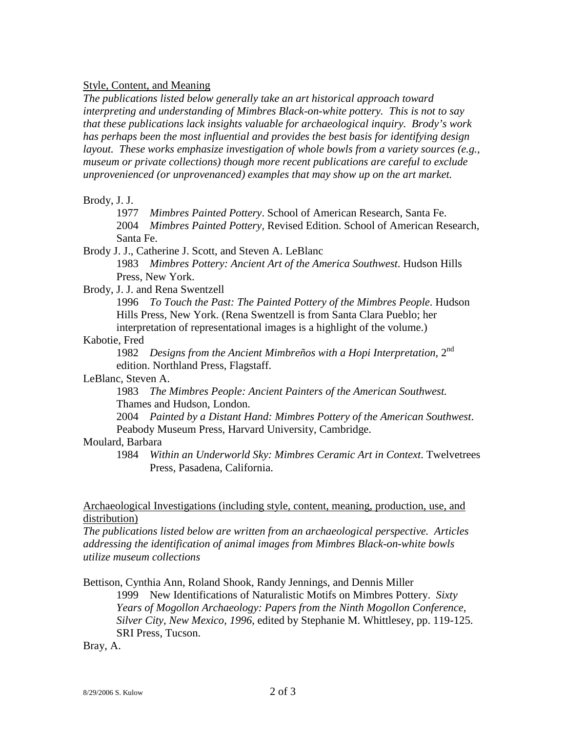Style, Content, and Meaning

*The publications listed below generally take an art historical approach toward interpreting and understanding of Mimbres Black-on-white pottery. This is not to say that these publications lack insights valuable for archaeological inquiry. Brody's work has perhaps been the most influential and provides the best basis for identifying design layout. These works emphasize investigation of whole bowls from a variety sources (e.g., museum or private collections) though more recent publications are careful to exclude unprovenienced (or unprovenanced) examples that may show up on the art market.*

Brody, J. J.

1977 *Mimbres Painted Pottery*. School of American Research, Santa Fe.

2004 *Mimbres Painted Pottery*, Revised Edition. School of American Research, Santa Fe.

Brody J. J., Catherine J. Scott, and Steven A. LeBlanc

1983 *Mimbres Pottery: Ancient Art of the America Southwest*. Hudson Hills Press, New York.

Brody, J. J. and Rena Swentzell

1996 *To Touch the Past: The Painted Pottery of the Mimbres People*. Hudson Hills Press, New York. (Rena Swentzell is from Santa Clara Pueblo; her interpretation of representational images is a highlight of the volume.)

Kabotie, Fred

1982 *Designs from the Ancient Mimbreños with a Hopi Interpretation*, 2nd edition. Northland Press, Flagstaff.

LeBlanc, Steven A.

1983 *The Mimbres People: Ancient Painters of the American Southwest.* Thames and Hudson, London.

2004 *Painted by a Distant Hand: Mimbres Pottery of the American Southwest*. Peabody Museum Press, Harvard University, Cambridge.

Moulard, Barbara

1984 *Within an Underworld Sky: Mimbres Ceramic Art in Context*. Twelvetrees Press, Pasadena, California.

Archaeological Investigations (including style, content, meaning, production, use, and distribution)

*The publications listed below are written from an archaeological perspective. Articles addressing the identification of animal images from Mimbres Black-on-white bowls utilize museum collections*

Bettison, Cynthia Ann, Roland Shook, Randy Jennings, and Dennis Miller

1999 New Identifications of Naturalistic Motifs on Mimbres Pottery. *Sixty Years of Mogollon Archaeology: Papers from the Ninth Mogollon Conference, Silver City, New Mexico, 1996*, edited by Stephanie M. Whittlesey, pp. 119-125. SRI Press, Tucson.

Bray, A.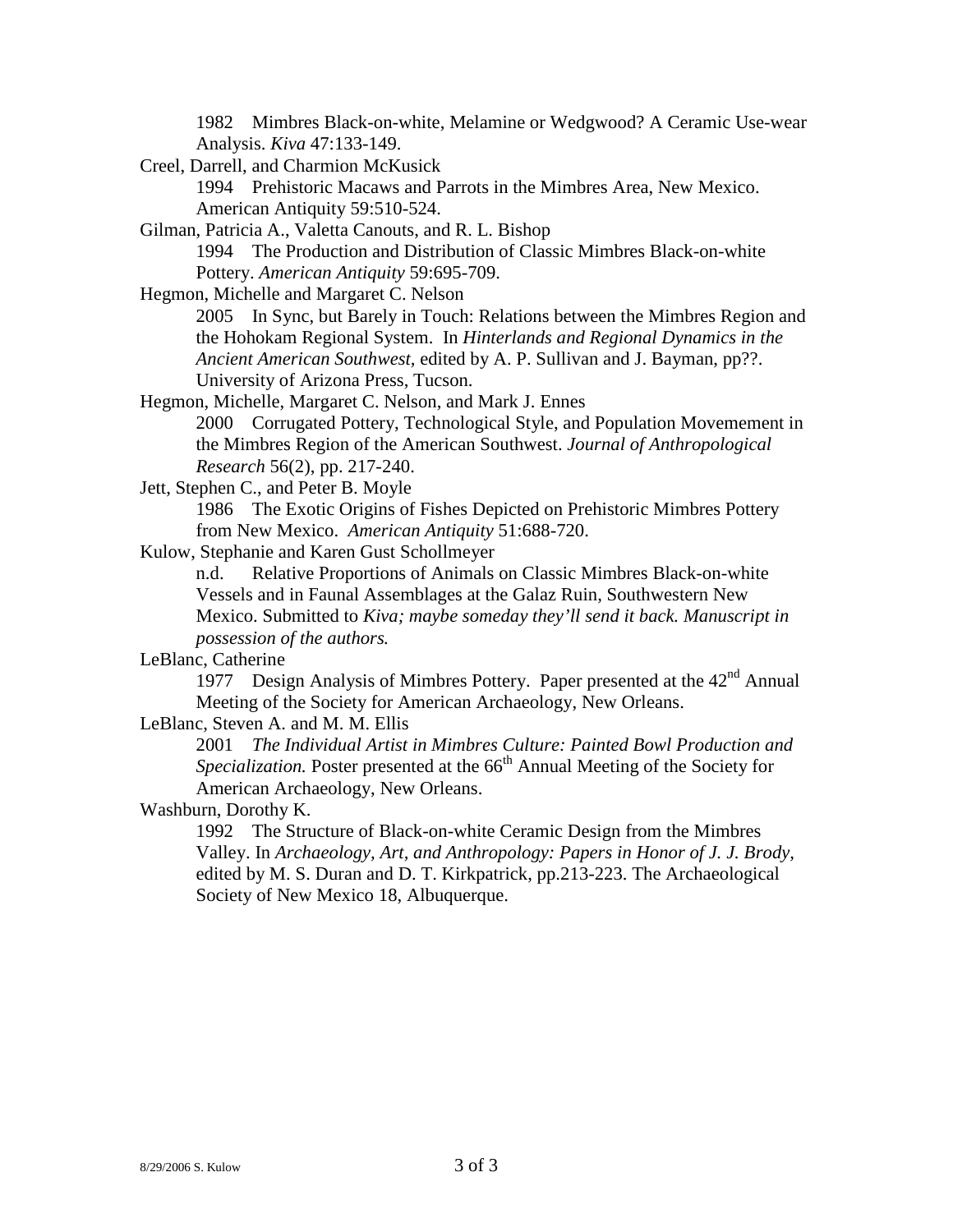1982 Mimbres Black-on-white, Melamine or Wedgwood? A Ceramic Use-wear Analysis. *Kiva* 47:133-149.

Creel, Darrell, and Charmion McKusick

1994 Prehistoric Macaws and Parrots in the Mimbres Area, New Mexico. American Antiquity 59:510-524.

Gilman, Patricia A., Valetta Canouts, and R. L. Bishop

1994 The Production and Distribution of Classic Mimbres Black-on-white Pottery. *American Antiquity* 59:695-709.

Hegmon, Michelle and Margaret C. Nelson

2005 In Sync, but Barely in Touch: Relations between the Mimbres Region and the Hohokam Regional System. In *Hinterlands and Regional Dynamics in the Ancient American Southwest*, edited by A. P. Sullivan and J. Bayman, pp??. University of Arizona Press, Tucson.

Hegmon, Michelle, Margaret C. Nelson, and Mark J. Ennes

2000 Corrugated Pottery, Technological Style, and Population Movemement in the Mimbres Region of the American Southwest. *Journal of Anthropological Research* 56(2), pp. 217-240.

Jett, Stephen C., and Peter B. Moyle

1986 The Exotic Origins of Fishes Depicted on Prehistoric Mimbres Pottery from New Mexico. *American Antiquity* 51:688-720.

Kulow, Stephanie and Karen Gust Schollmeyer

n.d. Relative Proportions of Animals on Classic Mimbres Black-on-white Vessels and in Faunal Assemblages at the Galaz Ruin, Southwestern New Mexico. Submitted to *Kiva; maybe someday they'll send it back. Manuscript in possession of the authors.*

LeBlanc, Catherine

1977 Design Analysis of Mimbres Pottery. Paper presented at the 42nd Annual Meeting of the Society for American Archaeology, New Orleans.

LeBlanc, Steven A. and M. M. Ellis

2001 *The Individual Artist in Mimbres Culture: Painted Bowl Production and Specialization.* Poster presented at the 66th Annual Meeting of the Society for American Archaeology, New Orleans.

Washburn, Dorothy K.

1992 The Structure of Black-on-white Ceramic Design from the Mimbres Valley. In *Archaeology, Art, and Anthropology: Papers in Honor of J. J. Brody,* edited by M. S. Duran and D. T. Kirkpatrick, pp.213-223. The Archaeological Society of New Mexico 18, Albuquerque.